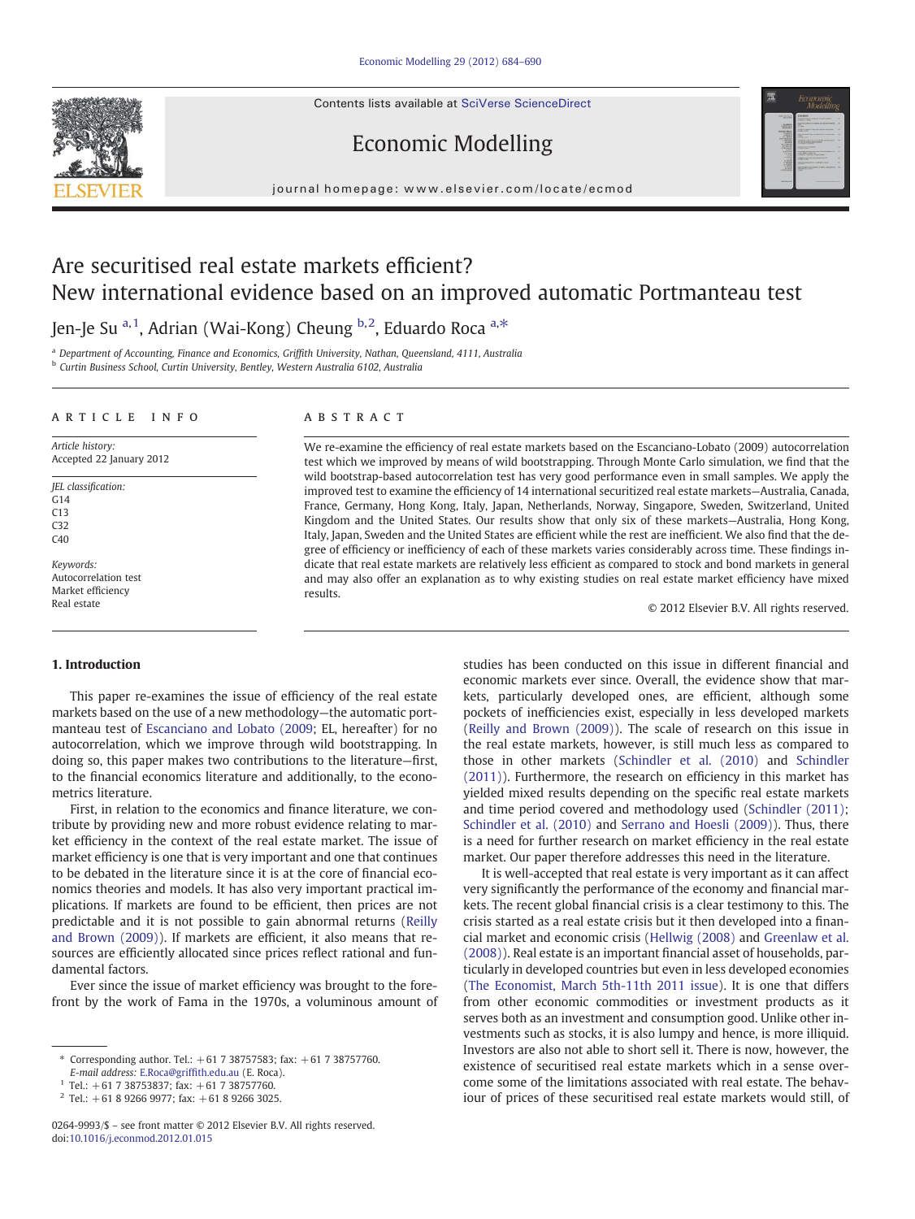# Are securitised real estate markets efficient? New international evidence based on an improved automatic Portmanteau test

Jen-Je Su [a,1], Adrian (Wai-Kong) Cheung [b,2], Eduardo Roca [a,*]

[a] Department of Accounting, Finance and Economics, Griffith University, Nathan, Queensland, 4111, Australia
[b] Curtin Business School, Curtin University, Bentley, Western Australia 6102, Australia

## ARTICLE INFO

*Article history:*
Accepted 22 January 2012

*JEL classification:*
G14
C13
C32
C40

*Keywords:*
Autocorrelation test
Market efficiency
Real estate

## ABSTRACT

We re-examine the efficiency of real estate markets based on the Escanciano-Lobato (2009) autocorrelation test which we improved by means of wild bootstrapping. Through Monte Carlo simulation, we find that the wild bootstrap-based autocorrelation test has very good performance even in small samples. We apply the improved test to examine the efficiency of 14 international securitized real estate markets—Australia, Canada, France, Germany, Hong Kong, Italy, Japan, Netherlands, Norway, Singapore, Sweden, Switzerland, United Kingdom and the United States. Our results show that only six of these markets—Australia, Hong Kong, Italy, Japan, Sweden and the United States are efficient while the rest are inefficient. We also find that the degree of efficiency or inefficiency of each of these markets varies considerably across time. These findings indicate that real estate markets are relatively less efficient as compared to stock and bond markets in general and may also offer an explanation as to why existing studies on real estate market efficiency have mixed results.

© 2012 Elsevier B.V. All rights reserved.

## 1. Introduction

This paper re-examines the issue of efficiency of the real estate markets based on the use of a new methodology—the automatic portmanteau test of Escanciano and Lobato (2009; EL, hereafter) for no autocorrelation, which we improve through wild bootstrapping. In doing so, this paper makes two contributions to the literature—first, to the financial economics literature and additionally, to the econometrics literature.

First, in relation to the economics and finance literature, we contribute by providing new and more robust evidence relating to market efficiency in the context of the real estate market. The issue of market efficiency is one that is very important and one that continues to be debated in the literature since it is at the core of financial economics theories and models. It has also very important practical implications. If markets are found to be efficient, then prices are not predictable and it is not possible to gain abnormal returns (Reilly and Brown (2009)). If markets are efficient, it also means that resources are efficiently allocated since prices reflect rational and fundamental factors.

Ever since the issue of market efficiency was brought to the forefront by the work of Fama in the 1970s, a voluminous amount of studies has been conducted on this issue in different financial and economic markets ever since. Overall, the evidence show that markets, particularly developed ones, are efficient, although some pockets of inefficiencies exist, especially in less developed markets (Reilly and Brown (2009)). The scale of research on this issue in the real estate markets, however, is still much less as compared to those in other markets (Schindler et al. (2010) and Schindler (2011)). Furthermore, the research on efficiency in this market has yielded mixed results depending on the specific real estate markets and time period covered and methodology used (Schindler (2011); Schindler et al. (2010) and Serrano and Hoesli (2009)). Thus, there is a need for further research on market efficiency in the real estate market. Our paper therefore addresses this need in the literature.

It is well-accepted that real estate is very important as it can affect very significantly the performance of the economy and financial markets. The recent global financial crisis is a clear testimony to this. The crisis started as a real estate crisis but it then developed into a financial market and economic crisis (Hellwig (2008) and Greenlaw et al. (2008)). Real estate is an important financial asset of households, particularly in developed countries but even in less developed economies (The Economist, March 5th-11th 2011 issue). It is one that differs from other economic commodities or investment products as it serves both as an investment and consumption good. Unlike other investments such as stocks, it is also lumpy and hence, is more illiquid. Investors are also not able to short sell it. There is now, however, the existence of securitised real estate markets which in a sense overcome some of the limitations associated with real estate. The behaviour of prices of these securitised real estate markets would still, of

---

* Corresponding author. Tel.: +61 7 38757583; fax: +61 7 38757760.
*E-mail address:* E.Roca@griffith.edu.au (E. Roca).
[1] Tel.: +61 7 38753837; fax: +61 7 38757760.
[2] Tel.: +61 8 9266 9977; fax: +61 8 9266 3025.

0264-9993/$ – see front matter © 2012 Elsevier B.V. All rights reserved.
doi:10.1016/j.econmod.2012.01.015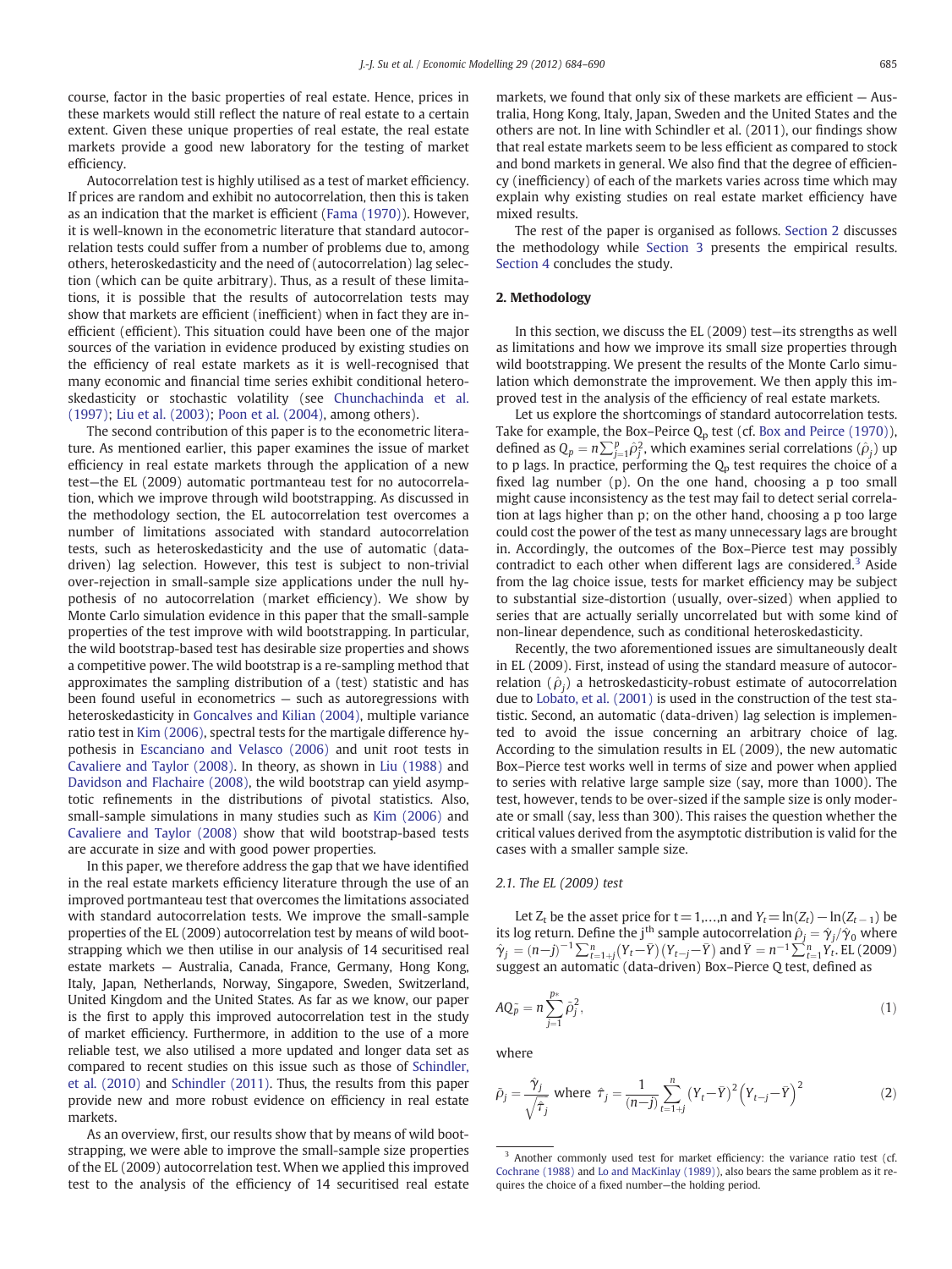course, factor in the basic properties of real estate. Hence, prices in these markets would still reflect the nature of real estate to a certain extent. Given these unique properties of real estate, the real estate markets provide a good new laboratory for the testing of market efficiency.

Autocorrelation test is highly utilised as a test of market efficiency. If prices are random and exhibit no autocorrelation, then this is taken as an indication that the market is efficient (Fama (1970)). However, it is well-known in the econometric literature that standard autocorrelation tests could suffer from a number of problems due to, among others, heteroskedasticity and the need of (autocorrelation) lag selection (which can be quite arbitrary). Thus, as a result of these limitations, it is possible that the results of autocorrelation tests may show that markets are efficient (inefficient) when in fact they are inefficient (efficient). This situation could have been one of the major sources of the variation in evidence produced by existing studies on the efficiency of real estate markets as it is well-recognised that many economic and financial time series exhibit conditional heteroskedasticity or stochastic volatility (see Chunchachinda et al. (1997); Liu et al. (2003); Poon et al. (2004), among others).

The second contribution of this paper is to the econometric literature. As mentioned earlier, this paper examines the issue of market efficiency in real estate markets through the application of a new test—the EL (2009) automatic portmanteau test for no autocorrelation, which we improve through wild bootstrapping. As discussed in the methodology section, the EL autocorrelation test overcomes a number of limitations associated with standard autocorrelation tests, such as heteroskedasticity and the use of automatic (data-driven) lag selection. However, this test is subject to non-trivial over-rejection in small-sample size applications under the null hypothesis of no autocorrelation (market efficiency). We show by Monte Carlo simulation evidence in this paper that the small-sample properties of the test improve with wild bootstrapping. In particular, the wild bootstrap-based test has desirable size properties and shows a competitive power. The wild bootstrap is a re-sampling method that approximates the sampling distribution of a (test) statistic and has been found useful in econometrics — such as autoregressions with heteroskedasticity in Goncalves and Kilian (2004), multiple variance ratio test in Kim (2006), spectral tests for the martigale difference hypothesis in Escanciano and Velasco (2006) and unit root tests in Cavaliere and Taylor (2008). In theory, as shown in Liu (1988) and Davidson and Flachaire (2008), the wild bootstrap can yield asymptotic refinements in the distributions of pivotal statistics. Also, small-sample simulations in many studies such as Kim (2006) and Cavaliere and Taylor (2008) show that wild bootstrap-based tests are accurate in size and with good power properties.

In this paper, we therefore address the gap that we have identified in the real estate markets efficiency literature through the use of an improved portmanteau test that overcomes the limitations associated with standard autocorrelation tests. We improve the small-sample properties of the EL (2009) autocorrelation test by means of wild bootstrapping which we then utilise in our analysis of 14 securitised real estate markets — Australia, Canada, France, Germany, Hong Kong, Italy, Japan, Netherlands, Norway, Singapore, Sweden, Switzerland, United Kingdom and the United States. As far as we know, our paper is the first to apply this improved autocorrelation test in the study of market efficiency. Furthermore, in addition to the use of a more reliable test, we also utilised a more updated and longer data set as compared to recent studies on this issue such as those of Schindler, et al. (2010) and Schindler (2011). Thus, the results from this paper provide new and more robust evidence on efficiency in real estate markets.

As an overview, first, our results show that by means of wild bootstrapping, we were able to improve the small-sample size properties of the EL (2009) autocorrelation test. When we applied this improved test to the analysis of the efficiency of 14 securitised real estate markets, we found that only six of these markets are efficient — Australia, Hong Kong, Italy, Japan, Sweden and the United States and the others are not. In line with Schindler et al. (2011), our findings show that real estate markets seem to be less efficient as compared to stock and bond markets in general. We also find that the degree of efficiency (inefficiency) of each of the markets varies across time which may explain why existing studies on real estate market efficiency have mixed results.

The rest of the paper is organised as follows. Section 2 discusses the methodology while Section 3 presents the empirical results. Section 4 concludes the study.

## 2. Methodology

In this section, we discuss the EL (2009) test—its strengths as well as limitations and how we improve its small size properties through wild bootstrapping. We present the results of the Monte Carlo simulation which demonstrate the improvement. We then apply this improved test in the analysis of the efficiency of real estate markets.

Let us explore the shortcomings of standard autocorrelation tests. Take for example, the Box–Peirce $Q_p$ test (cf. Box and Peirce (1970)), defined as $Q_p = n\sum_{j=1}^{p}\hat{\rho}_j^2$, which examines serial correlations ($\hat{\rho}_j$) up to p lags. In practice, performing the $Q_p$ test requires the choice of a fixed lag number (p). On the one hand, choosing a p too small might cause inconsistency as the test may fail to detect serial correlation at lags higher than p; on the other hand, choosing a p too large could cost the power of the test as many unnecessary lags are brought in. Accordingly, the outcomes of the Box–Pierce test may possibly contradict to each other when different lags are considered.[3] Aside from the lag choice issue, tests for market efficiency may be subject to substantial size-distortion (usually, over-sized) when applied to series that are actually serially uncorrelated but with some kind of non-linear dependence, such as conditional heteroskedasticity.

Recently, the two aforementioned issues are simultaneously dealt in EL (2009). First, instead of using the standard measure of autocorrelation ($\hat{\rho}_j$) a hetroskedasticity-robust estimate of autocorrelation due to Lobato, et al. (2001) is used in the construction of the test statistic. Second, an automatic (data-driven) lag selection is implemented to avoid the issue concerning an arbitrary choice of lag. According to the simulation results in EL (2009), the new automatic Box–Pierce test works well in terms of size and power when applied to series with relative large sample size (say, more than 1000). The test, however, tends to be over-sized if the sample size is only moderate or small (say, less than 300). This raises the question whether the critical values derived from the asymptotic distribution is valid for the cases with a smaller sample size.

### 2.1. The EL (2009) test

Let $Z_t$ be the asset price for t = 1,…,n and $Y_t = \ln(Z_t) - \ln(Z_{t-1})$ be its log return. Define the j[th] sample autocorrelation $\hat{\rho}_j = \hat{\gamma}_j/\hat{\gamma}_0$ where $\hat{\gamma}_j = (n-j)^{-1}\sum_{t=1+j}^{n}(Y_t-\bar{Y})(Y_{t-j}-\bar{Y})$ and $\bar{Y} = n^{-1}\sum_{t=1}^{n}Y_t$. EL (2009) suggest an automatic (data-driven) Box–Pierce Q test, defined as

$$AQ_{\tilde{p}} = n\sum_{j=1}^{p*}\tilde{\rho}_j^2, \tag{1}$$

where

$$\tilde{\rho}_j = \frac{\hat{\gamma}_j}{\sqrt{\hat{\tau}_j}} \text{ where } \hat{\tau}_j = \frac{1}{(n-j)}\sum_{t=1+j}^{n}\left(Y_t-\bar{Y}\right)^2\left(Y_{t-j}-\bar{Y}\right)^2 \tag{2}$$

[3] Another commonly used test for market efficiency: the variance ratio test (cf. Cochrane (1988) and Lo and MacKinlay (1989)), also bears the same problem as it requires the choice of a fixed number—the holding period.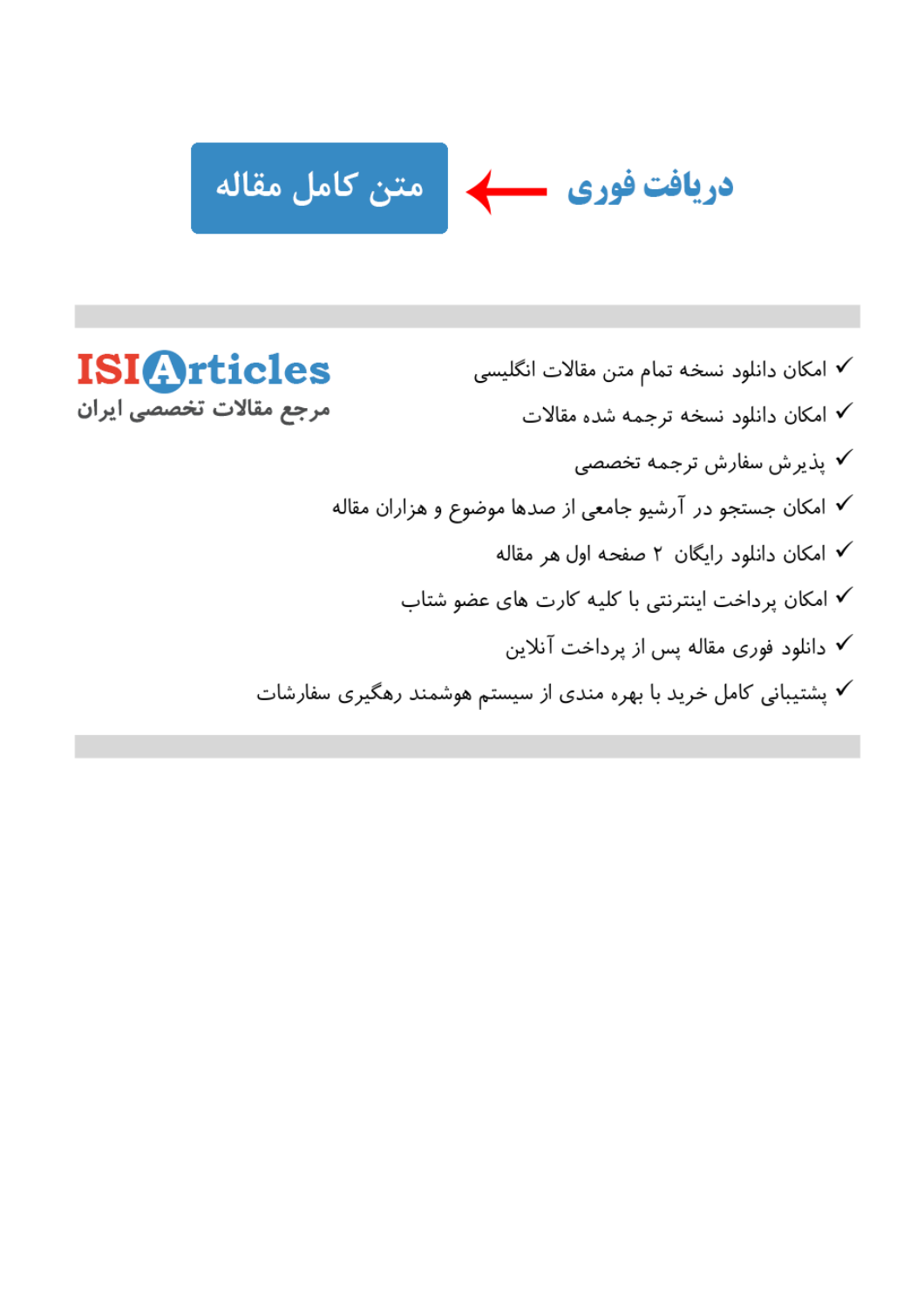**متن کامل مقاله** ← **دریافت فوری**

**ISIArticles**
مرجع مقالات تخصصی ایران

- ✓ امکان دانلود نسخه تمام متن مقالات انگلیسی
- ✓ امکان دانلود نسخه ترجمه شده مقالات
- ✓ پذیرش سفارش ترجمه تخصصی
- ✓ امکان جستجو در آرشیو جامعی از صدها موضوع و هزاران مقاله
- ✓ امکان دانلود رایگان ۲ صفحه اول هر مقاله
- ✓ امکان پرداخت اینترنتی با کلیه کارت های عضو شتاب
- ✓ دانلود فوری مقاله پس از پرداخت آنلاین
- ✓ پشتیبانی کامل خرید با بهره مندی از سیستم هوشمند رهگیری سفارشات